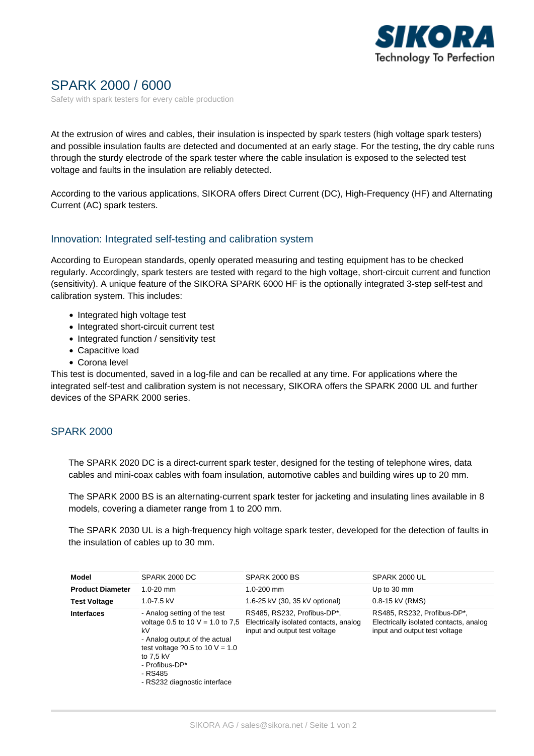# SPARK 2000 / 6000

Safety with spark testers for every cable production

At the extrusion of wires and cables, their insulation is inspected by spark testers (high voltage spark testers) and possible insulation faults are detected and documented at an early stage. For the testing, the dry cable runs through the sturdy electrode of the spark tester where the cable insulation is exposed to the selected test voltage and faults in the insulation are reliably detected.

According to the various applications, SIKORA offers Direct Current (DC), High-Frequency (HF) and Alternating Current (AC) spark testers.

## Innovation: Integrated self-testing and calibration system

According to European standards, openly operated measuring and testing equipment has to be checked regularly. Accordingly, spark testers are tested with regard to the high voltage, short-circuit current and function (sensitivity). A unique feature of the SIKORA SPARK 6000 HF is the optionally integrated 3-step self-test and calibration system. This includes:

- Integrated high voltage test
- Integrated short-circuit current test
- Integrated function / sensitivity test
- Capacitive load
- Corona level

This test is documented, saved in a log-file and can be recalled at any time. For applications where the integrated self-test and calibration system is not necessary, SIKORA offers the SPARK 2000 UL and further devices of the SPARK 2000 series.

## SPARK 2000

The SPARK 2020 DC is a direct-current spark tester, designed for the testing of telephone wires, data cables and mini-coax cables with foam insulation, automotive cables and building wires up to 20 mm.

The SPARK 2000 BS is an alternating-current spark tester for jacketing and insulating lines available in 8 models, covering a diameter range from 1 to 200 mm.

The SPARK 2030 UL is a high-frequency high voltage spark tester, developed for the detection of faults in the insulation of cables up to 30 mm.

| **Model** | SPARK 2000 DC | SPARK 2000 BS | SPARK 2000 UL |
|---|---|---|---|
| **Product Diameter** | 1.0-20 mm | 1.0-200 mm | Up to 30 mm |
| **Test Voltage** | 1.0-7.5 kV | 1.6-25 kV (30, 35 kV optional) | 0.8-15 kV (RMS) |
| **Interfaces** | - Analog setting of the test voltage 0.5 to 10 V = 1.0 to 7,5 kV<br>- Analog output of the actual test voltage ?0.5 to 10 V = 1.0 to 7,5 kV<br>- Profibus-DP*<br>- RS485<br>- RS232 diagnostic interface | RS485, RS232, Profibus-DP*, Electrically isolated contacts, analog input and output test voltage | RS485, RS232, Profibus-DP*, Electrically isolated contacts, analog input and output test voltage |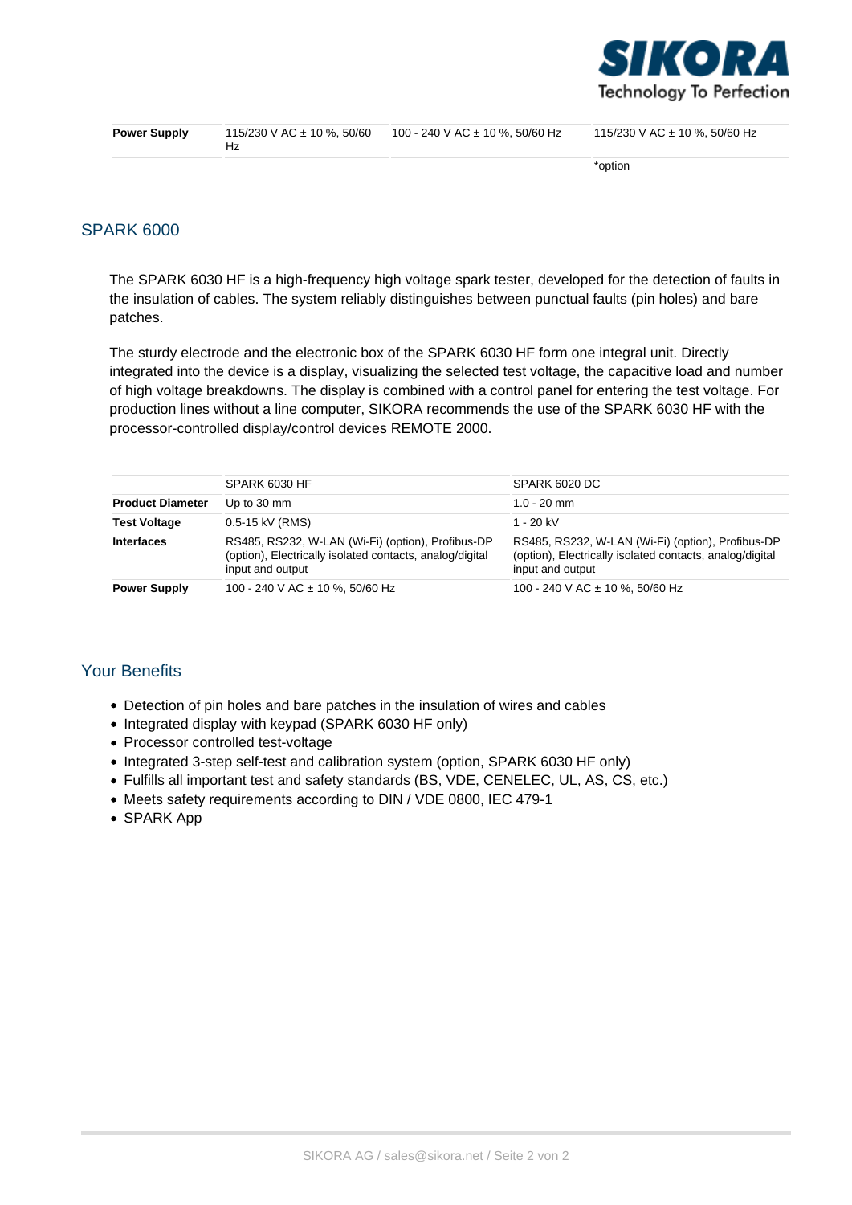| | | | |
|---|---|---|---|
| **Power Supply** | 115/230 V AC ± 10 %, 50/60 Hz | 100 - 240 V AC ± 10 %, 50/60 Hz | 115/230 V AC ± 10 %, 50/60 Hz |
| | | | *option |

## SPARK 6000

The SPARK 6030 HF is a high-frequency high voltage spark tester, developed for the detection of faults in the insulation of cables. The system reliably distinguishes between punctual faults (pin holes) and bare patches.

The sturdy electrode and the electronic box of the SPARK 6030 HF form one integral unit. Directly integrated into the device is a display, visualizing the selected test voltage, the capacitive load and number of high voltage breakdowns. The display is combined with a control panel for entering the test voltage. For production lines without a line computer, SIKORA recommends the use of the SPARK 6030 HF with the processor-controlled display/control devices REMOTE 2000.

| | SPARK 6030 HF | SPARK 6020 DC |
|---|---|---|
| **Product Diameter** | Up to 30 mm | 1.0 - 20 mm |
| **Test Voltage** | 0.5-15 kV (RMS) | 1 - 20 kV |
| **Interfaces** | RS485, RS232, W-LAN (Wi-Fi) (option), Profibus-DP (option), Electrically isolated contacts, analog/digital input and output | RS485, RS232, W-LAN (Wi-Fi) (option), Profibus-DP (option), Electrically isolated contacts, analog/digital input and output |
| **Power Supply** | 100 - 240 V AC ± 10 %, 50/60 Hz | 100 - 240 V AC ± 10 %, 50/60 Hz |

## Your Benefits

- Detection of pin holes and bare patches in the insulation of wires and cables
- Integrated display with keypad (SPARK 6030 HF only)
- Processor controlled test-voltage
- Integrated 3-step self-test and calibration system (option, SPARK 6030 HF only)
- Fulfills all important test and safety standards (BS, VDE, CENELEC, UL, AS, CS, etc.)
- Meets safety requirements according to DIN / VDE 0800, IEC 479-1
- SPARK App